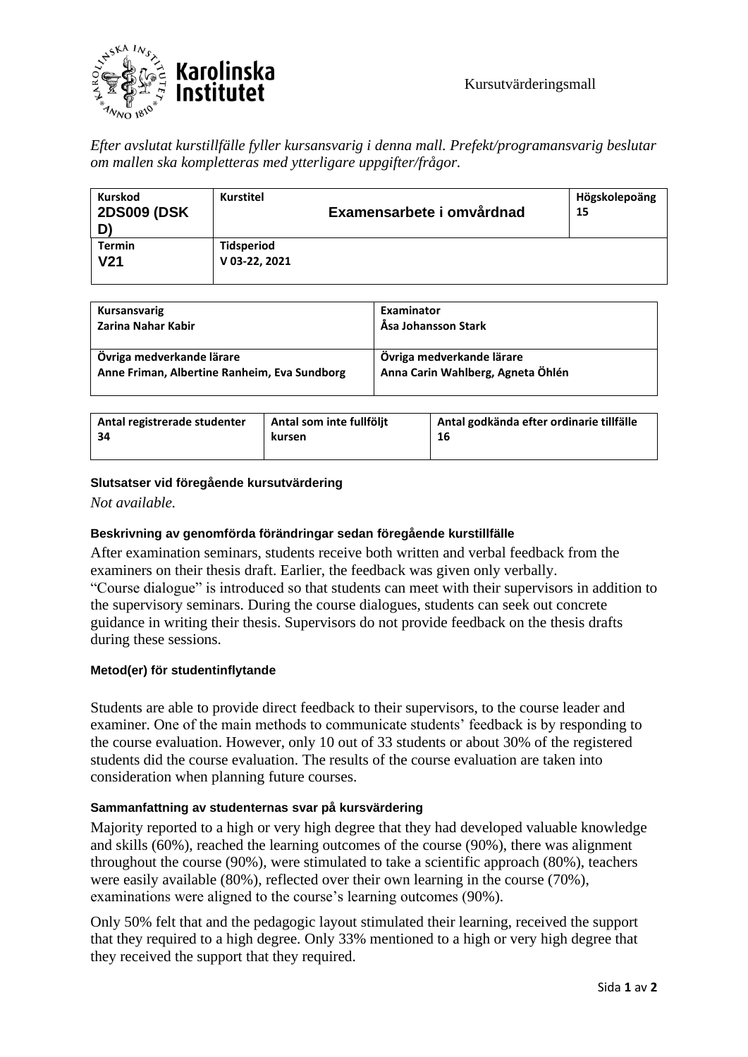Kursutvärderingsmall

*Efter avslutat kurstillfälle fyller kursansvarig i denna mall. Prefekt/programansvarig beslutar om mallen ska kompletteras med ytterligare uppgifter/frågor.*

| Kurskod | Kurstitel | Högskolepoäng |
|---|---|---|
| **2DS009 (DSK D)** | **Examensarbete i omvårdnad** | **15** |
| **Termin** | **Tidsperiod** | |
| **V21** | **V 03-22, 2021** | |

| Kursansvarig | Examinator |
|---|---|
| **Zarina Nahar Kabir** | **Åsa Johansson Stark** |
| **Övriga medverkande lärare** | **Övriga medverkande lärare** |
| **Anne Friman, Albertine Ranheim, Eva Sundborg** | **Anna Carin Wahlberg, Agneta Öhlén** |

| Antal registrerade studenter | Antal som inte fullföljt kursen | Antal godkända efter ordinarie tillfälle |
|---|---|---|
| **34** | | **16** |

### Slutsatser vid föregående kursutvärdering

*Not available.*

### Beskrivning av genomförda förändringar sedan föregående kurstillfälle

After examination seminars, students receive both written and verbal feedback from the examiners on their thesis draft. Earlier, the feedback was given only verbally.
"Course dialogue" is introduced so that students can meet with their supervisors in addition to the supervisory seminars. During the course dialogues, students can seek out concrete guidance in writing their thesis. Supervisors do not provide feedback on the thesis drafts during these sessions.

### Metod(er) för studentinflytande

Students are able to provide direct feedback to their supervisors, to the course leader and examiner. One of the main methods to communicate students' feedback is by responding to the course evaluation. However, only 10 out of 33 students or about 30% of the registered students did the course evaluation. The results of the course evaluation are taken into consideration when planning future courses.

### Sammanfattning av studenternas svar på kursvärdering

Majority reported to a high or very high degree that they had developed valuable knowledge and skills (60%), reached the learning outcomes of the course (90%), there was alignment throughout the course (90%), were stimulated to take a scientific approach (80%), teachers were easily available (80%), reflected over their own learning in the course (70%), examinations were aligned to the course's learning outcomes (90%).

Only 50% felt that and the pedagogic layout stimulated their learning, received the support that they required to a high degree. Only 33% mentioned to a high or very high degree that they received the support that they required.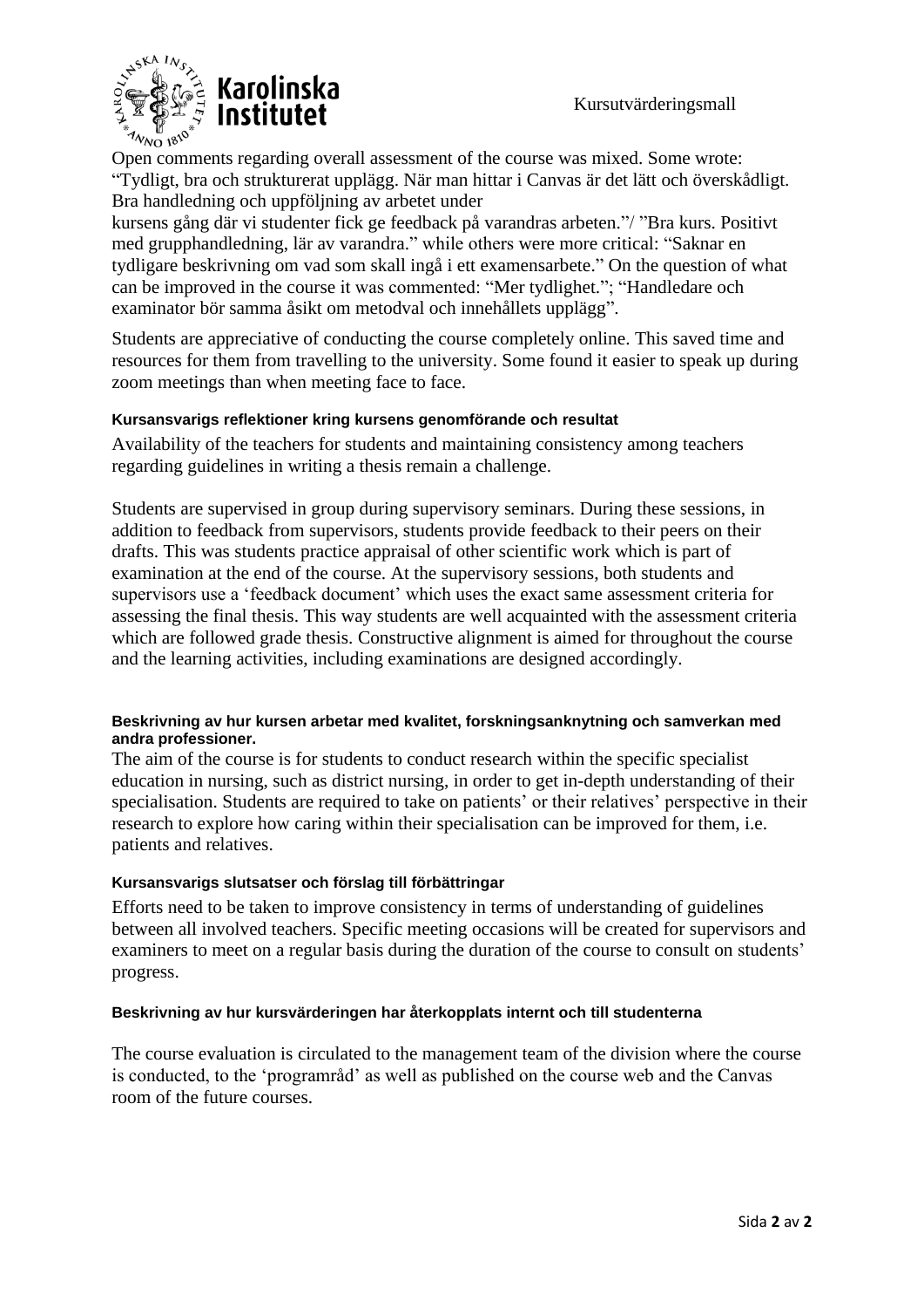Open comments regarding overall assessment of the course was mixed. Some wrote: "Tydligt, bra och strukturerat upplägg. När man hittar i Canvas är det lätt och överskådligt. Bra handledning och uppföljning av arbetet under kursens gång där vi studenter fick ge feedback på varandras arbeten."/ "Bra kurs. Positivt med grupphandledning, lär av varandra." while others were more critical: "Saknar en tydligare beskrivning om vad som skall ingå i ett examensarbete." On the question of what can be improved in the course it was commented: "Mer tydlighet."; "Handledare och examinator bör samma åsikt om metodval och innehållets upplägg".

Students are appreciative of conducting the course completely online. This saved time and resources for them from travelling to the university. Some found it easier to speak up during zoom meetings than when meeting face to face.

#### Kursansvarigs reflektioner kring kursens genomförande och resultat

Availability of the teachers for students and maintaining consistency among teachers regarding guidelines in writing a thesis remain a challenge.

Students are supervised in group during supervisory seminars. During these sessions, in addition to feedback from supervisors, students provide feedback to their peers on their drafts. This was students practice appraisal of other scientific work which is part of examination at the end of the course. At the supervisory sessions, both students and supervisors use a 'feedback document' which uses the exact same assessment criteria for assessing the final thesis. This way students are well acquainted with the assessment criteria which are followed grade thesis. Constructive alignment is aimed for throughout the course and the learning activities, including examinations are designed accordingly.

#### Beskrivning av hur kursen arbetar med kvalitet, forskningsanknytning och samverkan med andra professioner.

The aim of the course is for students to conduct research within the specific specialist education in nursing, such as district nursing, in order to get in-depth understanding of their specialisation. Students are required to take on patients' or their relatives' perspective in their research to explore how caring within their specialisation can be improved for them, i.e. patients and relatives.

#### Kursansvarigs slutsatser och förslag till förbättringar

Efforts need to be taken to improve consistency in terms of understanding of guidelines between all involved teachers. Specific meeting occasions will be created for supervisors and examiners to meet on a regular basis during the duration of the course to consult on students' progress.

#### Beskrivning av hur kursvärderingen har återkopplats internt och till studenterna

The course evaluation is circulated to the management team of the division where the course is conducted, to the 'programråd' as well as published on the course web and the Canvas room of the future courses.